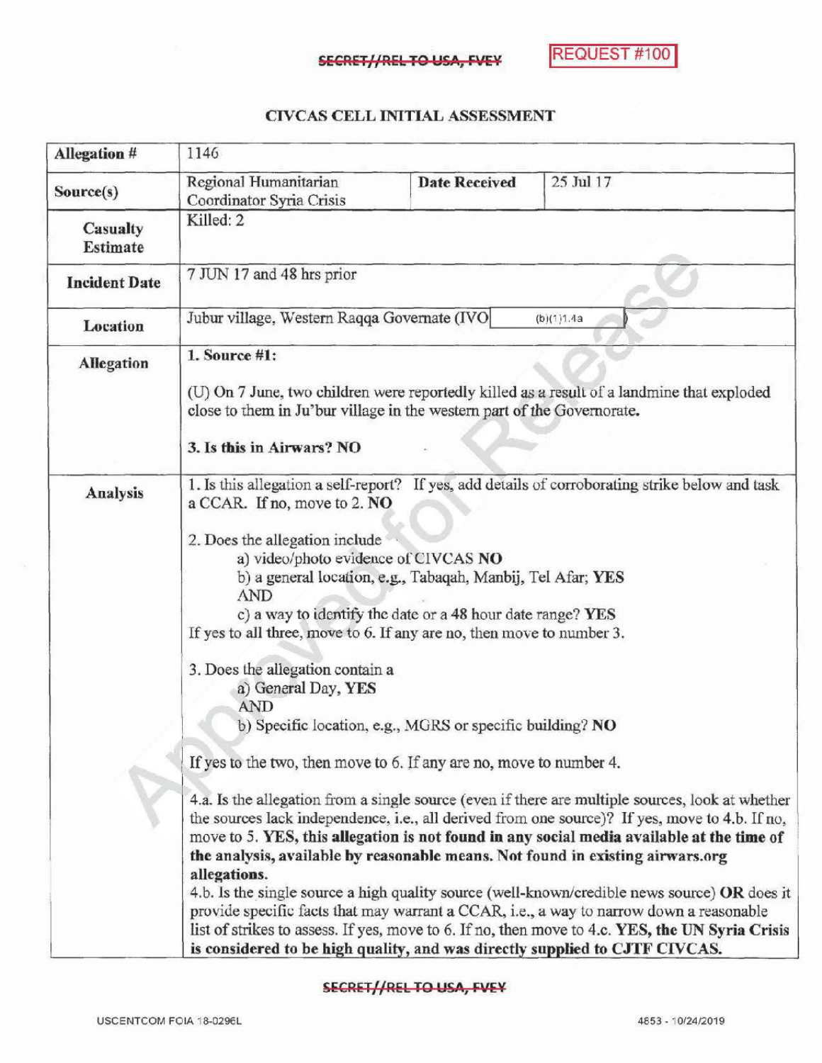SECRET//REL TO USA, FVEY

REQUEST #100

## CIVCAS CELL INITIAL ASSESSMENT

| Allegation # | 1146 | | |
|---|---|---|---|
| Source(s) | Regional Humanitarian Coordinator Syria Crisis | Date Received | 25 Jul 17 |
| Casualty Estimate | Killed: 2 | | |
| Incident Date | 7 JUN 17 and 48 hrs prior | | |
| Location | Jubur village, Western Raqqa Governate (IVO (b)(1)1.4a ) | | |
| Allegation | **1. Source #1:**<br><br>(U) On 7 June, two children were reportedly killed as a result of a landmine that exploded close to them in Ju'bur village in the western part of the Governorate.<br><br>**3. Is this in Airwars? NO** | | |
| Analysis | 1. Is this allegation a self-report? If yes, add details of corroborating strike below and task a CCAR. If no, move to 2. **NO**<br><br>2. Does the allegation include<br>a) video/photo evidence of CIVCAS **NO**<br>b) a general location, e.g., Tabaqah, Manbij, Tel Afar; **YES**<br>AND<br>c) a way to identify the date or a 48 hour date range? **YES**<br>If yes to all three, move to 6. If any are no, then move to number 3.<br><br>3. Does the allegation contain a<br>a) General Day, **YES**<br>AND<br>b) Specific location, e.g., MGRS or specific building? **NO**<br><br>If yes to the two, then move to 6. If any are no, move to number 4.<br><br>4.a. Is the allegation from a single source (even if there are multiple sources, look at whether the sources lack independence, i.e., all derived from one source)? If yes, move to 4.b. If no, move to 5. **YES, this allegation is not found in any social media available at the time of the analysis, available by reasonable means. Not found in existing airwars.org allegations.**<br>4.b. Is the single source a high quality source (well-known/credible news source) **OR** does it provide specific facts that may warrant a CCAR, i.e., a way to narrow down a reasonable list of strikes to assess. If yes, move to 6. If no, then move to 4.c. **YES, the UN Syria Crisis is considered to be high quality, and was directly supplied to CJTF CIVCAS.** | | |

SECRET//REL TO USA, FVEY

USCENTCOM FOIA 18-0296L 4853 - 10/24/2019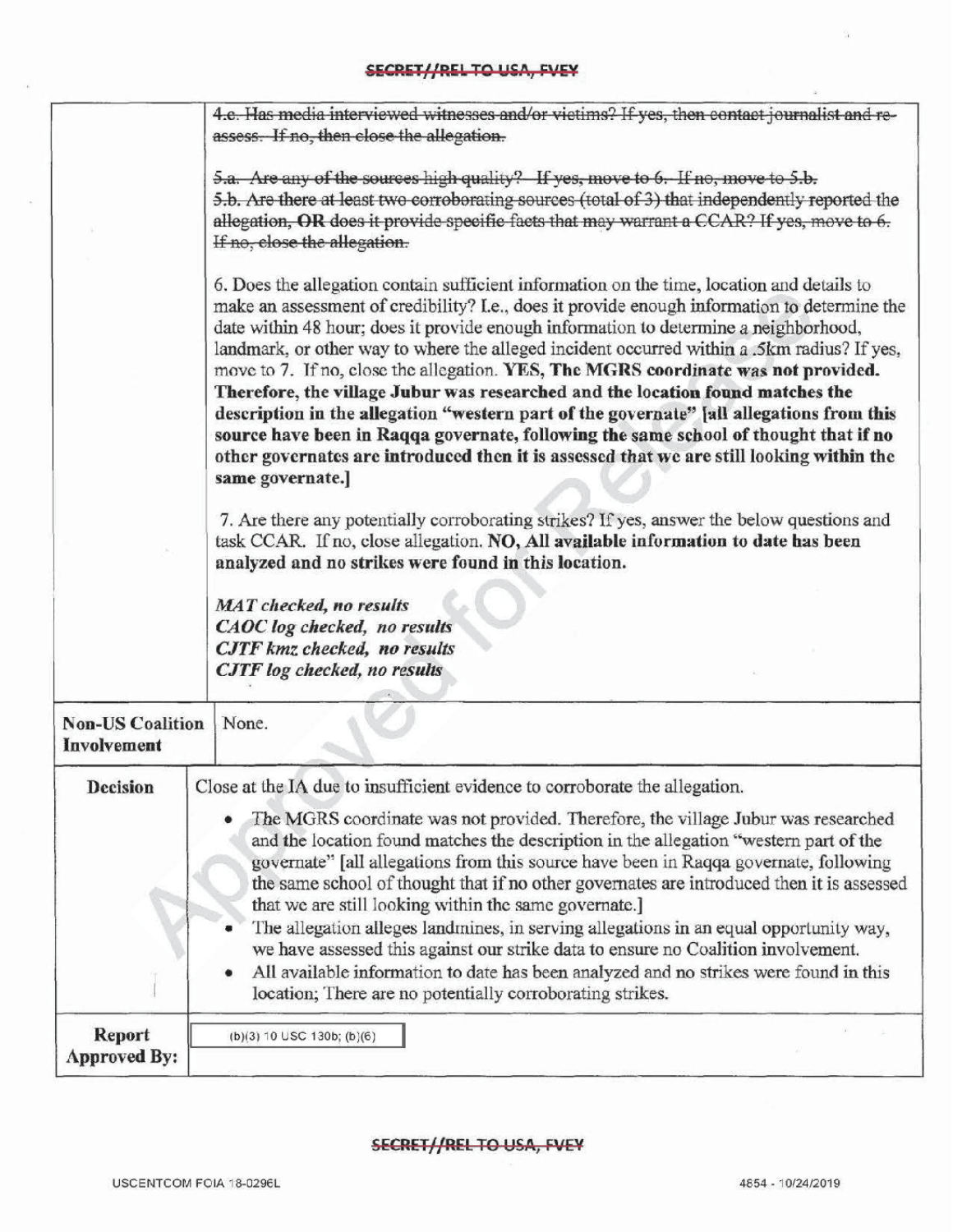| | |
|---|---|
| | ~~4.e. Has media interviewed witnesses and/or victims? If yes, then contact journalist and re-assess. If no, then close the allegation.~~<br><br>~~5.a. Are any of the sources high quality? If yes, move to 6. If no, move to 5.b.~~<br>~~5.b. Are there at least two corroborating sources (total of 3) that independently reported the allegation, **OR** does it provide specific facts that may warrant a CCAR? If yes, move to 6. If no, close the allegation.~~<br><br>6. Does the allegation contain sufficient information on the time, location and details to make an assessment of credibility? I.e., does it provide enough information to determine the date within 48 hour; does it provide enough information to determine a neighborhood, landmark, or other way to where the alleged incident occurred within a .5km radius? If yes, move to 7. If no, close the allegation. **YES, The MGRS coordinate was not provided. Therefore, the village Jubur was researched and the location found matches the description in the allegation "western part of the governate" [all allegations from this source have been in Raqqa governate, following the same school of thought that if no other governates are introduced then it is assessed that we are still looking within the same governate.]**<br><br>7. Are there any potentially corroborating strikes? If yes, answer the below questions and task CCAR. If no, close allegation. **NO, All available information to date has been analyzed and no strikes were found in this location.**<br><br>***MAT checked, no results***<br>***CAOC log checked, no results***<br>***CJTF kmz checked, no results***<br>***CJTF log checked, no results*** |
| **Non-US Coalition Involvement** | None. |
| **Decision** | Close at the IA due to insufficient evidence to corroborate the allegation.<br><br>• The MGRS coordinate was not provided. Therefore, the village Jubur was researched and the location found matches the description in the allegation "western part of the governate" [all allegations from this source have been in Raqqa governate, following the same school of thought that if no other governates are introduced then it is assessed that we are still looking within the same governate.]<br>• The allegation alleges landmines, in serving allegations in an equal opportunity way, we have assessed this against our strike data to ensure no Coalition involvement.<br>• All available information to date has been analyzed and no strikes were found in this location; There are no potentially corroborating strikes. |
| **Report Approved By:** | (b)(3) 10 USC 130b; (b)(6) |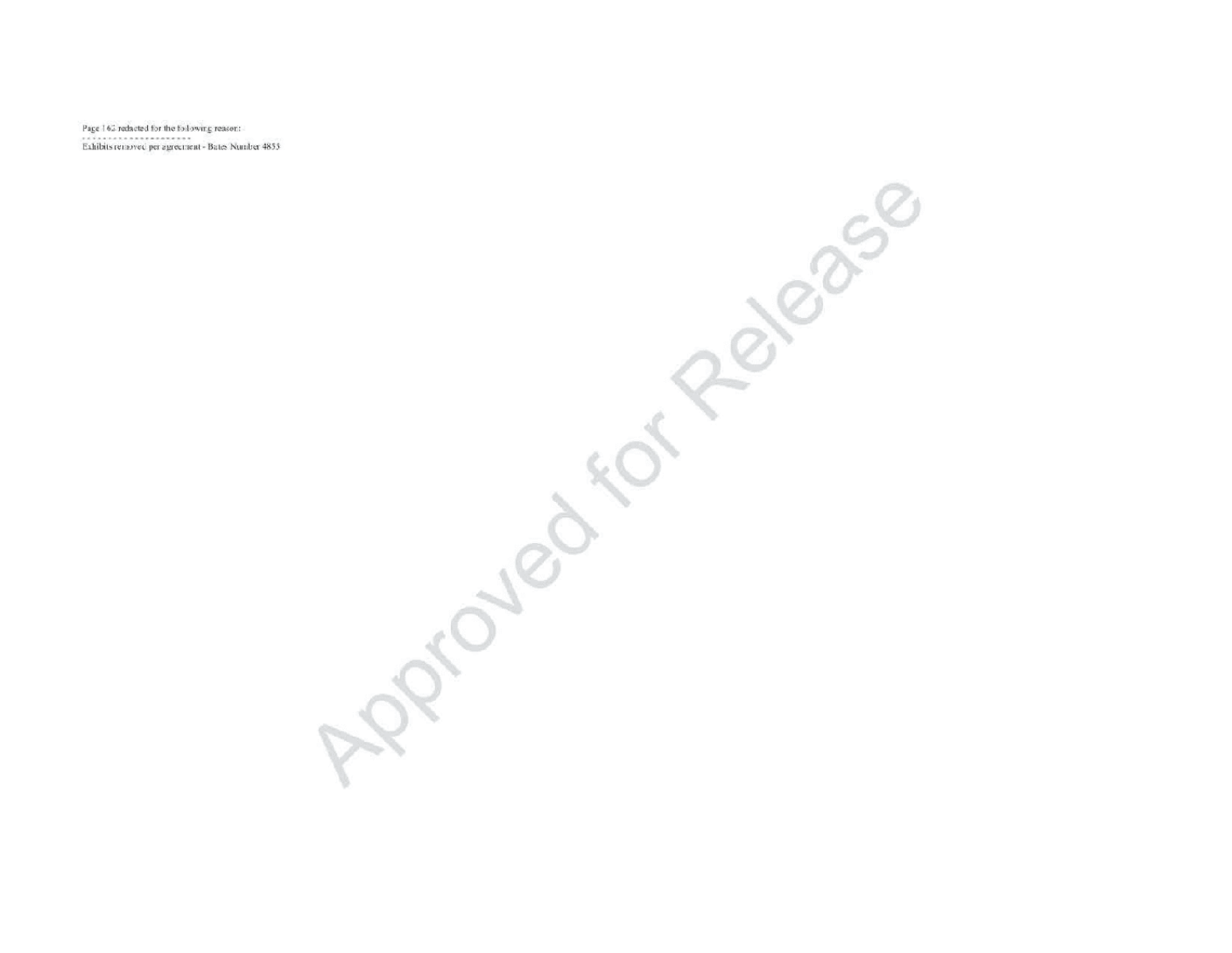Page 162 redacted for the following reason:
- - - - - - - - - - - - - - - - - - - - -
Exhibits removed per agreement - Bates Number 4853

Approved for Release